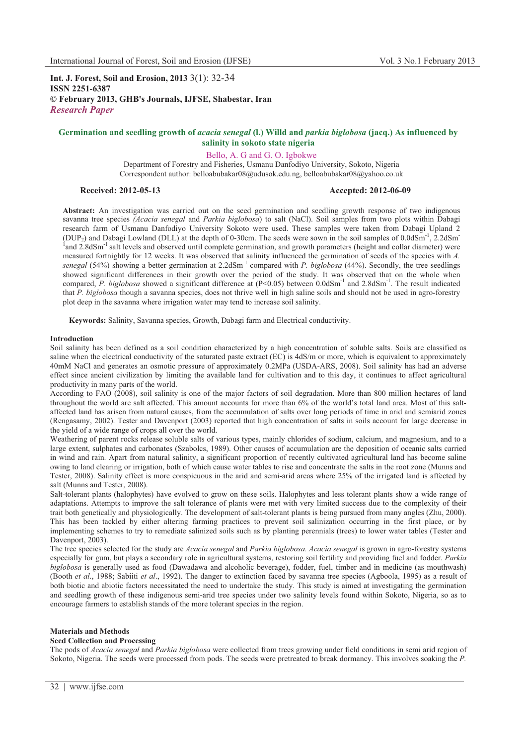**Int. J. Forest, Soil and Erosion, 2013** 3(1): 32-34
**ISSN 2251-6387**
**© February 2013, GHB's Journals, IJFSE, Shabestar, Iran**
***Research Paper***

# Germination and seedling growth of *acacia senegal* (l.) Willd and *parkia biglobosa* (jacq.) As influenced by salinity in sokoto state nigeria

Bello, A. G and G. O. Igbokwe

Department of Forestry and Fisheries, Usmanu Danfodiyo University, Sokoto, Nigeria
Correspondent author: belloabubakar08@udusok.edu.ng, belloabubakar08@yahoo.co.uk

**Received: 2012-05-13** **Accepted: 2012-06-09**

**Abstract:** An investigation was carried out on the seed germination and seedling growth response of two indigenous savanna tree species *(Acacia senegal* and *Parkia biglobosa*) to salt (NaCl). Soil samples from two plots within Dabagi research farm of Usmanu Danfodiyo University Sokoto were used. These samples were taken from Dabagi Upland 2 ($DUP_2$) and Dabagi Lowland (DLL) at the depth of 0-30cm. The seeds were sown in the soil samples of $0.0dSm^{-1}$, $2.2dSm^{-1}$ and $2.8dSm^{-1}$ salt levels and observed until complete germination, and growth parameters (height and collar diameter) were measured fortnightly for 12 weeks. It was observed that salinity influenced the germination of seeds of the species with *A. senegal* (54%) showing a better germination at $2.2dSm^{-1}$ compared with *P. biglobosa* (44%). Secondly, the tree seedlings showed significant differences in their growth over the period of the study. It was observed that on the whole when compared, *P. biglobosa* showed a significant difference at ($P<0.05$) between $0.0dSm^{-1}$ and $2.8dSm^{-1}$. The result indicated that *P. biglobosa* though a savanna species, does not thrive well in high saline soils and should not be used in agro-forestry plot deep in the savanna where irrigation water may tend to increase soil salinity.

**Keywords:** Salinity, Savanna species, Growth, Dabagi farm and Electrical conductivity.

## Introduction

Soil salinity has been defined as a soil condition characterized by a high concentration of soluble salts. Soils are classified as saline when the electrical conductivity of the saturated paste extract (EC) is 4dS/m or more, which is equivalent to approximately 40mM NaCl and generates an osmotic pressure of approximately 0.2MPa (USDA-ARS, 2008). Soil salinity has had an adverse effect since ancient civilization by limiting the available land for cultivation and to this day, it continues to affect agricultural productivity in many parts of the world.

According to FAO (2008), soil salinity is one of the major factors of soil degradation. More than 800 million hectares of land throughout the world are salt affected. This amount accounts for more than 6% of the world's total land area. Most of this salt-affected land has arisen from natural causes, from the accumulation of salts over long periods of time in arid and semiarid zones (Rengasamy, 2002). Tester and Davenport (2003) reported that high concentration of salts in soils account for large decrease in the yield of a wide range of crops all over the world.

Weathering of parent rocks release soluble salts of various types, mainly chlorides of sodium, calcium, and magnesium, and to a large extent, sulphates and carbonates (Szabolcs, 1989). Other causes of accumulation are the deposition of oceanic salts carried in wind and rain. Apart from natural salinity, a significant proportion of recently cultivated agricultural land has become saline owing to land clearing or irrigation, both of which cause water tables to rise and concentrate the salts in the root zone (Munns and Tester, 2008). Salinity effect is more conspicuous in the arid and semi-arid areas where 25% of the irrigated land is affected by salt (Munns and Tester, 2008).

Salt-tolerant plants (halophytes) have evolved to grow on these soils. Halophytes and less tolerant plants show a wide range of adaptations. Attempts to improve the salt tolerance of plants were met with very limited success due to the complexity of their trait both genetically and physiologically. The development of salt-tolerant plants is being pursued from many angles (Zhu, 2000). This has been tackled by either altering farming practices to prevent soil salinization occurring in the first place, or by implementing schemes to try to remediate salinized soils such as by planting perennials (trees) to lower water tables (Tester and Davenport, 2003).

The tree species selected for the study are *Acacia senegal* and *Parkia biglobosa. Acacia senegal* is grown in agro-forestry systems especially for gum, but plays a secondary role in agricultural systems, restoring soil fertility and providing fuel and fodder. *Parkia biglobosa* is generally used as food (Dawadawa and alcoholic beverage), fodder, fuel, timber and in medicine (as mouthwash) (Booth *et al*., 1988; Sabiiti *et al*., 1992). The danger to extinction faced by savanna tree species (Agboola, 1995) as a result of both biotic and abiotic factors necessitated the need to undertake the study. This study is aimed at investigating the germination and seedling growth of these indigenous semi-arid tree species under two salinity levels found within Sokoto, Nigeria, so as to encourage farmers to establish stands of the more tolerant species in the region.

## Materials and Methods

### Seed Collection and Processing

The pods of *Acacia senegal* and *Parkia biglobosa* were collected from trees growing under field conditions in semi arid region of Sokoto, Nigeria. The seeds were processed from pods. The seeds were pretreated to break dormancy. This involves soaking the *P.*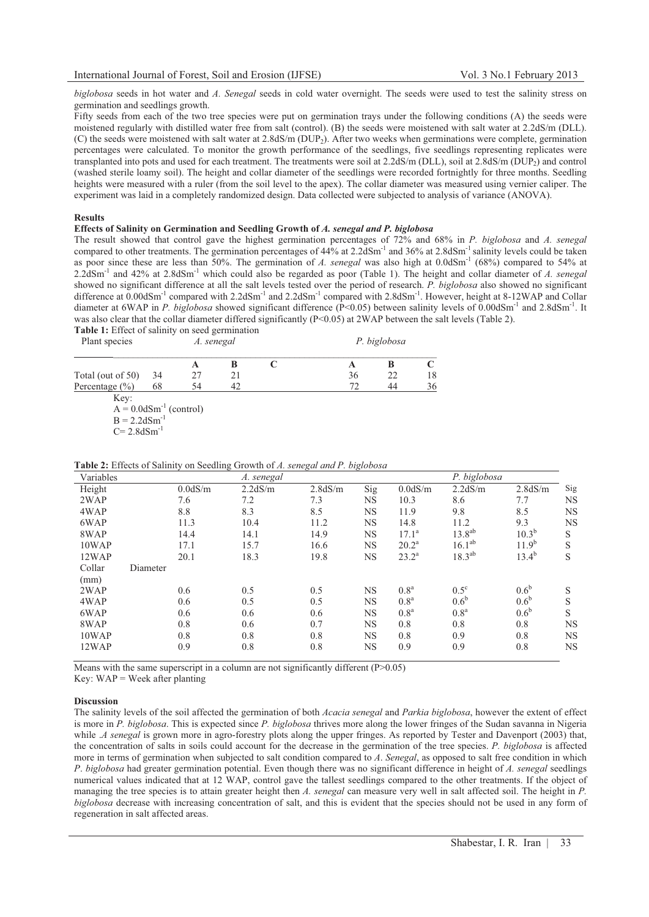*biglobosa* seeds in hot water and *A. Senegal* seeds in cold water overnight. The seeds were used to test the salinity stress on germination and seedlings growth.

Fifty seeds from each of the two tree species were put on germination trays under the following conditions (A) the seeds were moistened regularly with distilled water free from salt (control). (B) the seeds were moistened with salt water at 2.2dS/m (DLL). (C) the seeds were moistened with salt water at 2.8dS/m ($DUP_2$). After two weeks when germinations were complete, germination percentages were calculated. To monitor the growth performance of the seedlings, five seedlings representing replicates were transplanted into pots and used for each treatment. The treatments were soil at 2.2dS/m (DLL), soil at 2.8dS/m ($DUP_2$) and control (washed sterile loamy soil). The height and collar diameter of the seedlings were recorded fortnightly for three months. Seedling heights were measured with a ruler (from the soil level to the apex). The collar diameter was measured using vernier caliper. The experiment was laid in a completely randomized design. Data collected were subjected to analysis of variance (ANOVA).

### Results

#### Effects of Salinity on Germination and Seedling Growth of *A. senegal and P. biglobosa*

The result showed that control gave the highest germination percentages of 72% and 68% in *P. biglobosa* and *A. senegal* compared to other treatments. The germination percentages of 44% at $2.2dSm^{-1}$ and 36% at $2.8dSm^{-1}$ salinity levels could be taken as poor since these are less than 50%. The germination of *A. senegal* was also high at $0.0dSm^{-1}$ (68%) compared to 54% at $2.2dSm^{-1}$ and 42% at $2.8dSm^{-1}$ which could also be regarded as poor (Table 1). The height and collar diameter of *A. senegal* showed no significant difference at all the salt levels tested over the period of research. *P. biglobosa* also showed no significant difference at $0.00dSm^{-1}$ compared with $2.2dSm^{-1}$ and $2.2dSm^{-1}$ compared with $2.8dSm^{-1}$. However, height at 8-12WAP and Collar diameter at 6WAP in *P. biglobosa* showed significant difference ($P<0.05$) between salinity levels of $0.00dSm^{-1}$ and $2.8dSm^{-1}$. It was also clear that the collar diameter differed significantly ($P<0.05$) at 2WAP between the salt levels (Table 2).

**Table 1:** Effect of salinity on seed germination

| Plant species | *A. senegal* | | | *P. biglobosa* | | |
|---|---|---|---|---|---|---|
| | A | B | C | A | B | C |
| Total (out of 50) | 34 | 27 | 21 | 36 | 22 | 18 |
| Percentage (%) | 68 | 54 | 42 | 72 | 44 | 36 |

Key:
A = $0.0dSm^{-1}$ (control)
B = $2.2dSm^{-1}$
C= $2.8dSm^{-1}$

**Table 2:** Effects of Salinity on Seedling Growth of *A. senegal and P. biglobosa*

| Variables | *A. senegal* | | | | *P. biglobosa* | | | |
|---|---|---|---|---|---|---|---|---|
| Height | 0.0dS/m | 2.2dS/m | 2.8dS/m | Sig | 0.0dS/m | 2.2dS/m | 2.8dS/m | Sig |
| 2WAP | 7.6 | 7.2 | 7.3 | NS | 10.3 | 8.6 | 7.7 | NS |
| 4WAP | 8.8 | 8.3 | 8.5 | NS | 11.9 | 9.8 | 8.5 | NS |
| 6WAP | 11.3 | 10.4 | 11.2 | NS | 14.8 | 11.2 | 9.3 | NS |
| 8WAP | 14.4 | 14.1 | 14.9 | NS | $17.1^{a}$ | $13.8^{ab}$ | $10.3^{b}$ | S |
| 10WAP | 17.1 | 15.7 | 16.6 | NS | $20.2^{a}$ | $16.1^{ab}$ | $11.9^{b}$ | S |
| 12WAP | 20.1 | 18.3 | 19.8 | NS | $23.2^{a}$ | $18.3^{ab}$ | $13.4^{b}$ | S |
| Collar Diameter (mm) | | | | | | | | |
| 2WAP | 0.6 | 0.5 | 0.5 | NS | $0.8^{a}$ | $0.5^{c}$ | $0.6^{b}$ | S |
| 4WAP | 0.6 | 0.5 | 0.5 | NS | $0.8^{a}$ | $0.6^{b}$ | $0.6^{b}$ | S |
| 6WAP | 0.6 | 0.6 | 0.6 | NS | $0.8^{a}$ | $0.8^{a}$ | $0.6^{b}$ | S |
| 8WAP | 0.8 | 0.6 | 0.7 | NS | 0.8 | 0.8 | 0.8 | NS |
| 10WAP | 0.8 | 0.8 | 0.8 | NS | 0.8 | 0.9 | 0.8 | NS |
| 12WAP | 0.9 | 0.8 | 0.8 | NS | 0.9 | 0.9 | 0.8 | NS |

Means with the same superscript in a column are not significantly different ($P>0.05$)
Key: WAP = Week after planting

### Discussion

The salinity levels of the soil affected the germination of both *Acacia senegal* and *Parkia biglobosa*, however the extent of effect is more in *P. biglobosa*. This is expected since *P. biglobosa* thrives more along the lower fringes of the Sudan savanna in Nigeria while .*A senegal* is grown more in agro-forestry plots along the upper fringes. As reported by Tester and Davenport (2003) that, the concentration of salts in soils could account for the decrease in the germination of the tree species. *P. biglobosa* is affected more in terms of germination when subjected to salt condition compared to *A. Senegal*, as opposed to salt free condition in which *P. biglobosa* had greater germination potential. Even though there was no significant difference in height of *A. senegal* seedlings numerical values indicated that at 12 WAP, control gave the tallest seedlings compared to the other treatments. If the object of managing the tree species is to attain greater height then *A. senegal* can measure very well in salt affected soil. The height in *P. biglobosa* decrease with increasing concentration of salt, and this is evident that the species should not be used in any form of regeneration in salt affected areas.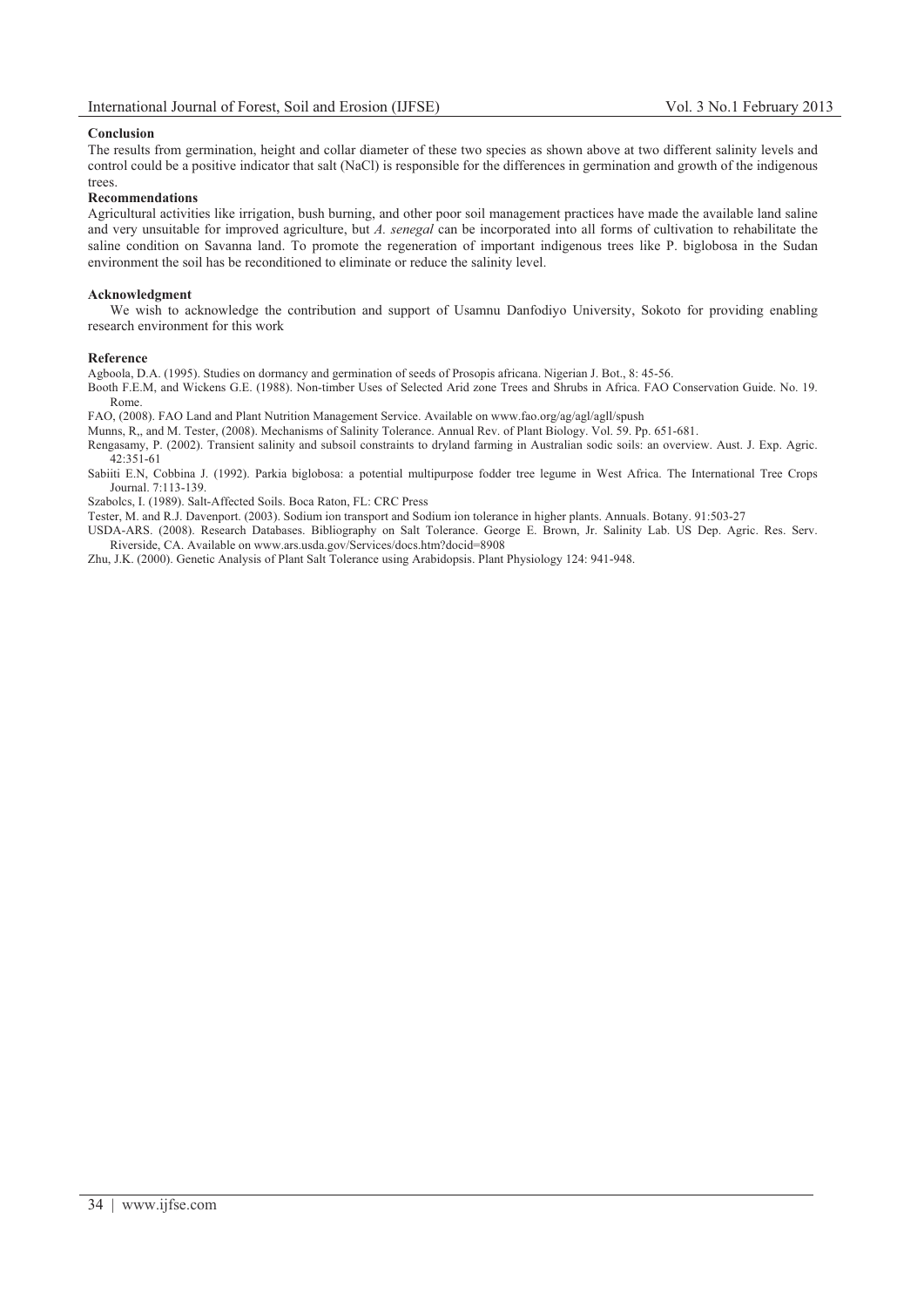### Conclusion

The results from germination, height and collar diameter of these two species as shown above at two different salinity levels and control could be a positive indicator that salt (NaCl) is responsible for the differences in germination and growth of the indigenous trees.

### Recommendations

Agricultural activities like irrigation, bush burning, and other poor soil management practices have made the available land saline and very unsuitable for improved agriculture, but *A. senegal* can be incorporated into all forms of cultivation to rehabilitate the saline condition on Savanna land. To promote the regeneration of important indigenous trees like P. biglobosa in the Sudan environment the soil has be reconditioned to eliminate or reduce the salinity level.

### Acknowledgment

We wish to acknowledge the contribution and support of Usamnu Danfodiyo University, Sokoto for providing enabling research environment for this work

### Reference

Agboola, D.A. (1995). Studies on dormancy and germination of seeds of Prosopis africana. Nigerian J. Bot., 8: 45-56.

Booth F.E.M, and Wickens G.E. (1988). Non-timber Uses of Selected Arid zone Trees and Shrubs in Africa. FAO Conservation Guide. No. 19. Rome.

FAO, (2008). FAO Land and Plant Nutrition Management Service. Available on www.fao.org/ag/agl/agll/spush

Munns, R,, and M. Tester, (2008). Mechanisms of Salinity Tolerance. Annual Rev. of Plant Biology. Vol. 59. Pp. 651-681.

Rengasamy, P. (2002). Transient salinity and subsoil constraints to dryland farming in Australian sodic soils: an overview. Aust. J. Exp. Agric. 42:351-61

Sabiiti E.N, Cobbina J. (1992). Parkia biglobosa: a potential multipurpose fodder tree legume in West Africa. The International Tree Crops Journal. 7:113-139.

Szabolcs, I. (1989). Salt-Affected Soils. Boca Raton, FL: CRC Press

Tester, M. and R.J. Davenport. (2003). Sodium ion transport and Sodium ion tolerance in higher plants. Annuals. Botany. 91:503-27

USDA-ARS. (2008). Research Databases. Bibliography on Salt Tolerance. George E. Brown, Jr. Salinity Lab. US Dep. Agric. Res. Serv. Riverside, CA. Available on www.ars.usda.gov/Services/docs.htm?docid=8908

Zhu, J.K. (2000). Genetic Analysis of Plant Salt Tolerance using Arabidopsis. Plant Physiology 124: 941-948.